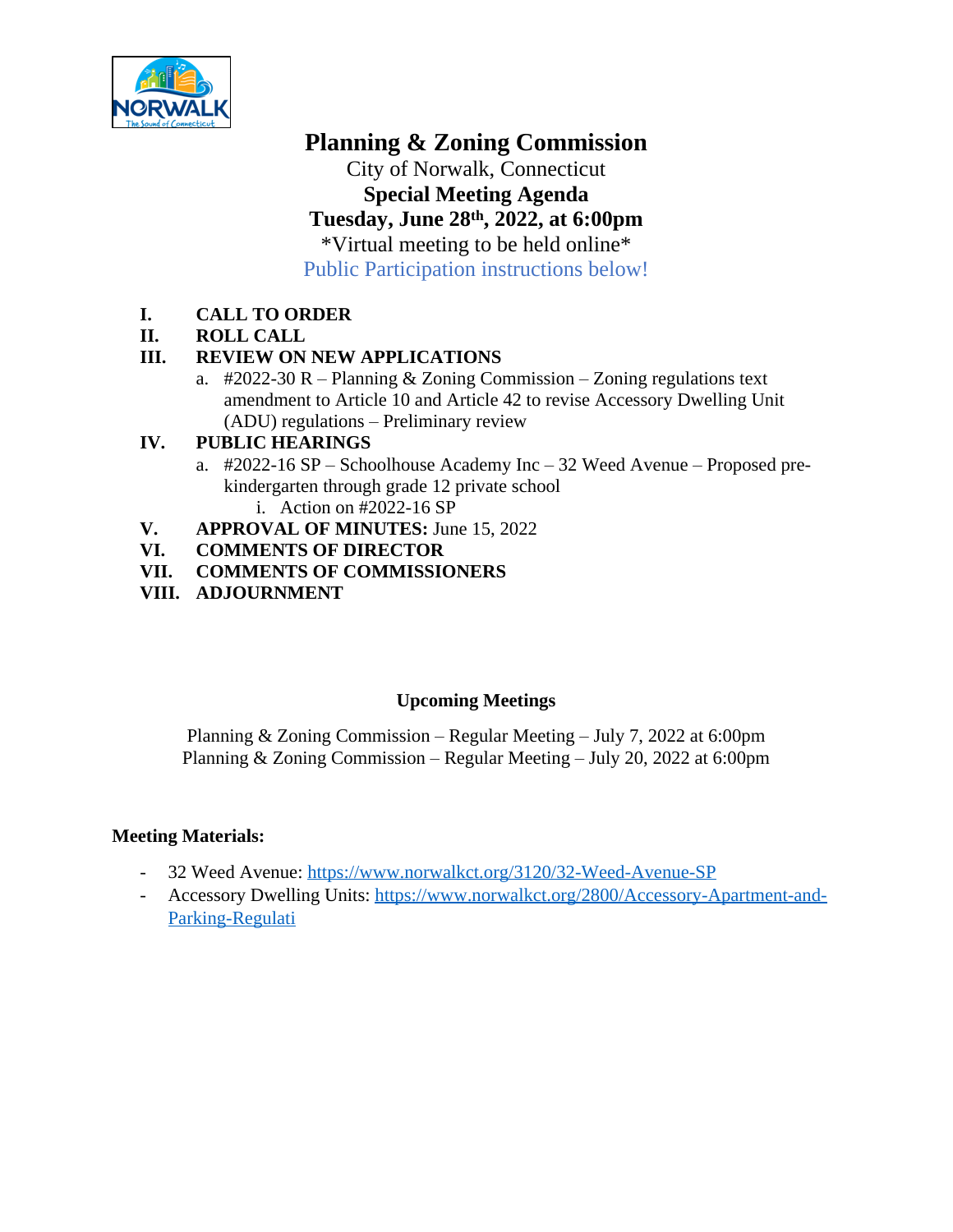# Planning & Zoning Commission

City of Norwalk, Connecticut

**Special Meeting Agenda**

**Tuesday, June 28th, 2022, at 6:00pm**

\*Virtual meeting to be held online\*

Public Participation instructions below!

- **I. CALL TO ORDER**
- **II. ROLL CALL**
- **III. REVIEW ON NEW APPLICATIONS**
  - a. #2022-30 R – Planning & Zoning Commission – Zoning regulations text amendment to Article 10 and Article 42 to revise Accessory Dwelling Unit (ADU) regulations – Preliminary review
- **IV. PUBLIC HEARINGS**
  - a. #2022-16 SP – Schoolhouse Academy Inc – 32 Weed Avenue – Proposed pre-kindergarten through grade 12 private school
    - i. Action on #2022-16 SP
- **V. APPROVAL OF MINUTES:** June 15, 2022
- **VI. COMMENTS OF DIRECTOR**
- **VII. COMMENTS OF COMMISSIONERS**
- **VIII. ADJOURNMENT**

**Upcoming Meetings**

Planning & Zoning Commission – Regular Meeting – July 7, 2022 at 6:00pm

Planning & Zoning Commission – Regular Meeting – July 20, 2022 at 6:00pm

**Meeting Materials:**

- 32 Weed Avenue: https://www.norwalkct.org/3120/32-Weed-Avenue-SP
- Accessory Dwelling Units: https://www.norwalkct.org/2800/Accessory-Apartment-and-Parking-Regulati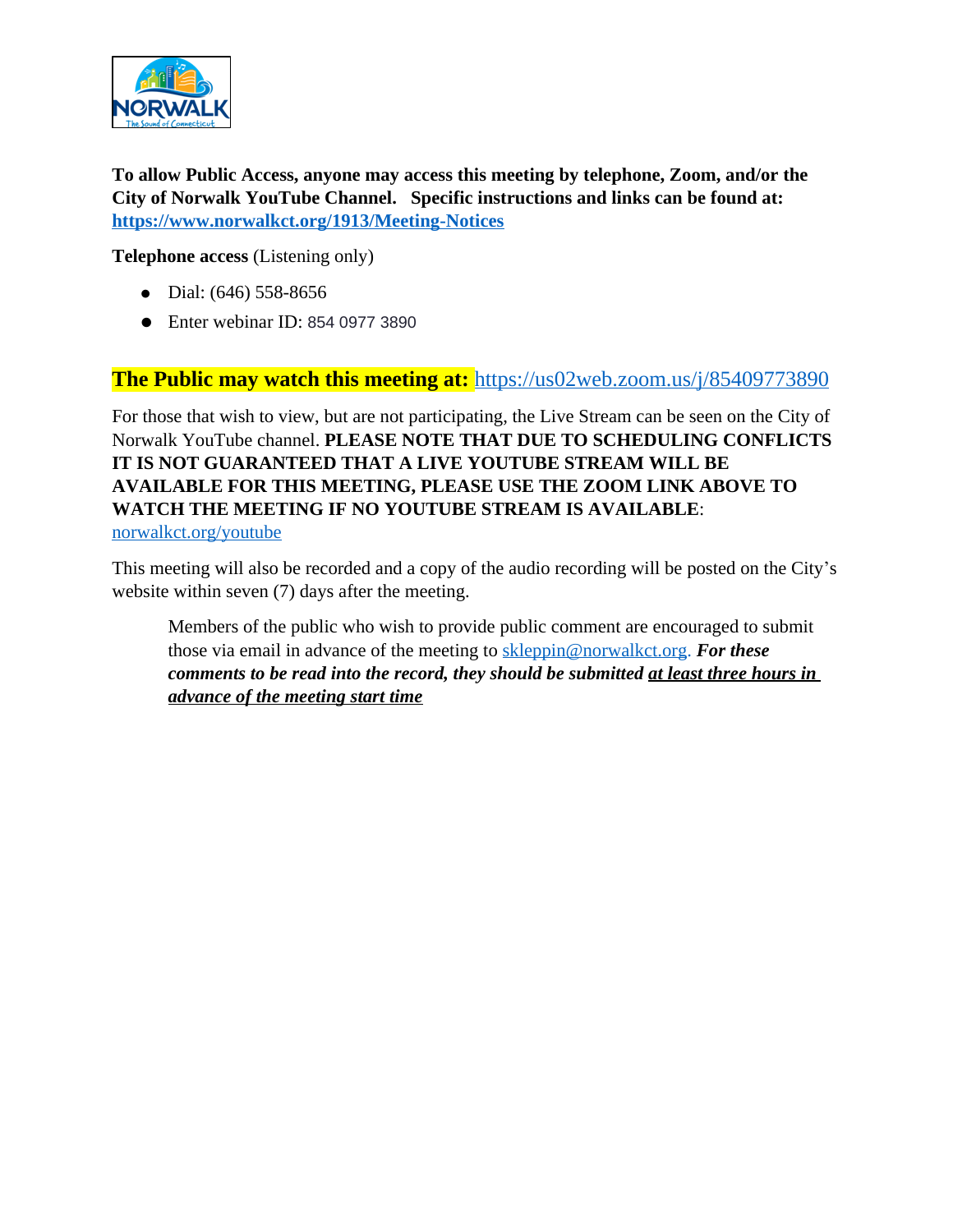**To allow Public Access, anyone may access this meeting by telephone, Zoom, and/or the City of Norwalk YouTube Channel. Specific instructions and links can be found at: https://www.norwalkct.org/1913/Meeting-Notices**

**Telephone access** (Listening only)

- Dial: (646) 558-8656
- Enter webinar ID: 854 0977 3890

**The Public may watch this meeting at:** https://us02web.zoom.us/j/85409773890

For those that wish to view, but are not participating, the Live Stream can be seen on the City of Norwalk YouTube channel. **PLEASE NOTE THAT DUE TO SCHEDULING CONFLICTS IT IS NOT GUARANTEED THAT A LIVE YOUTUBE STREAM WILL BE AVAILABLE FOR THIS MEETING, PLEASE USE THE ZOOM LINK ABOVE TO WATCH THE MEETING IF NO YOUTUBE STREAM IS AVAILABLE**: norwalkct.org/youtube

This meeting will also be recorded and a copy of the audio recording will be posted on the City's website within seven (7) days after the meeting.

> Members of the public who wish to provide public comment are encouraged to submit those via email in advance of the meeting to skleppin@norwalkct.org. ***For these comments to be read into the record, they should be submitted <u>at least three hours in advance of the meeting start time</u>***